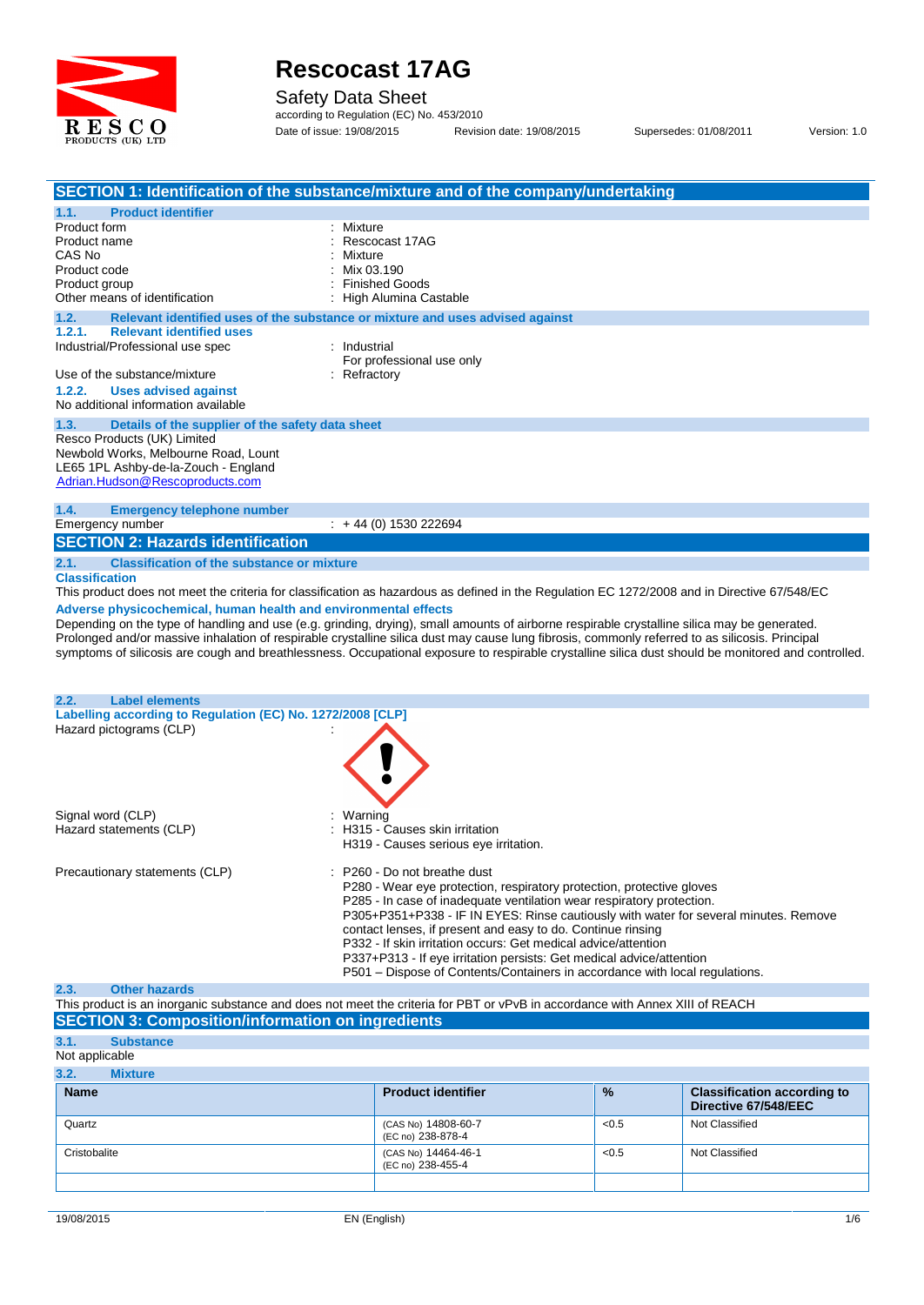# Rescocast 17AG

Safety Data Sheet

according to Regulation (EC) No. 453/2010

Date of issue: 19/08/2015 Revision date: 19/08/2015 Supersedes: 01/08/2011 Version: 1.0

## SECTION 1: Identification of the substance/mixture and of the company/undertaking

### 1.1. Product identifier

Product form : Mixture
Product name : Rescocast 17AG
CAS No : Mixture
Product code : Mix 03.190
Product group : Finished Goods
Other means of identification : High Alumina Castable

### 1.2. Relevant identified uses of the substance or mixture and uses advised against

#### 1.2.1. Relevant identified uses

Industrial/Professional use spec : Industrial
For professional use only

Use of the substance/mixture : Refractory

#### 1.2.2. Uses advised against

No additional information available

### 1.3. Details of the supplier of the safety data sheet

Resco Products (UK) Limited
Newbold Works, Melbourne Road, Lount
LE65 1PL Ashby-de-la-Zouch - England
Adrian.Hudson@Rescoproducts.com

### 1.4. Emergency telephone number

Emergency number : + 44 (0) 1530 222694

## SECTION 2: Hazards identification

### 2.1. Classification of the substance or mixture

**Classification**

This product does not meet the criteria for classification as hazardous as defined in the Regulation EC 1272/2008 and in Directive 67/548/EC

**Adverse physicochemical, human health and environmental effects**

Depending on the type of handling and use (e.g. grinding, drying), small amounts of airborne respirable crystalline silica may be generated. Prolonged and/or massive inhalation of respirable crystalline silica dust may cause lung fibrosis, commonly referred to as silicosis. Principal symptoms of silicosis are cough and breathlessness. Occupational exposure to respirable crystalline silica dust should be monitored and controlled.

### 2.2. Label elements

**Labelling according to Regulation (EC) No. 1272/2008 [CLP]**

Hazard pictograms (CLP) :

Signal word (CLP) : Warning

Hazard statements (CLP) : H315 - Causes skin irritation
H319 - Causes serious eye irritation.

Precautionary statements (CLP) : P260 - Do not breathe dust
P280 - Wear eye protection, respiratory protection, protective gloves
P285 - In case of inadequate ventilation wear respiratory protection.
P305+P351+P338 - IF IN EYES: Rinse cautiously with water for several minutes. Remove contact lenses, if present and easy to do. Continue rinsing
P332 - If skin irritation occurs: Get medical advice/attention
P337+P313 - If eye irritation persists: Get medical advice/attention
P501 – Dispose of Contents/Containers in accordance with local regulations.

### 2.3. Other hazards

This product is an inorganic substance and does not meet the criteria for PBT or vPvB in accordance with Annex XIII of REACH

## SECTION 3: Composition/information on ingredients

### 3.1. Substance

Not applicable

### 3.2. Mixture

| Name | Product identifier | % | Classification according to Directive 67/548/EEC |
|---|---|---|---|
| Quartz | (CAS No) 14808-60-7 (EC no) 238-878-4 | <0.5 | Not Classified |
| Cristobalite | (CAS No) 14464-46-1 (EC no) 238-455-4 | <0.5 | Not Classified |
| | | | |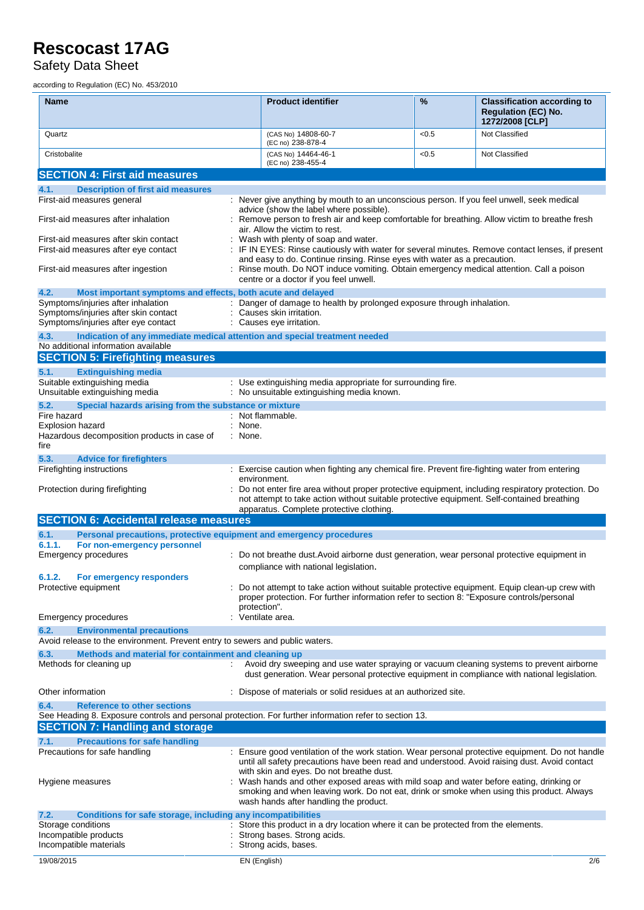| Name | Product identifier | % | Classification according to Regulation (EC) No. 1272/2008 [CLP] |
|---|---|---|---|
| Quartz | (CAS No) 14808-60-7 (EC no) 238-878-4 | <0.5 | Not Classified |
| Cristobalite | (CAS No) 14464-46-1 (EC no) 238-455-4 | <0.5 | Not Classified |

## SECTION 4: First aid measures

### 4.1. Description of first aid measures

First-aid measures general : Never give anything by mouth to an unconscious person. If you feel unwell, seek medical advice (show the label where possible).

First-aid measures after inhalation : Remove person to fresh air and keep comfortable for breathing. Allow victim to breathe fresh air. Allow the victim to rest.

First-aid measures after skin contact : Wash with plenty of soap and water.

First-aid measures after eye contact : IF IN EYES: Rinse cautiously with water for several minutes. Remove contact lenses, if present and easy to do. Continue rinsing. Rinse eyes with water as a precaution.

First-aid measures after ingestion : Rinse mouth. Do NOT induce vomiting. Obtain emergency medical attention. Call a poison centre or a doctor if you feel unwell.

### 4.2. Most important symptoms and effects, both acute and delayed

Symptoms/injuries after inhalation : Danger of damage to health by prolonged exposure through inhalation.

Symptoms/injuries after skin contact : Causes skin irritation.

Symptoms/injuries after eye contact : Causes eye irritation.

### 4.3. Indication of any immediate medical attention and special treatment needed

No additional information available

## SECTION 5: Firefighting measures

### 5.1. Extinguishing media

Suitable extinguishing media : Use extinguishing media appropriate for surrounding fire.

Unsuitable extinguishing media : No unsuitable extinguishing media known.

### 5.2. Special hazards arising from the substance or mixture

Fire hazard : Not flammable.

Explosion hazard : None.

Hazardous decomposition products in case of fire : None.

### 5.3. Advice for firefighters

Firefighting instructions : Exercise caution when fighting any chemical fire. Prevent fire-fighting water from entering environment.

Protection during firefighting : Do not enter fire area without proper protective equipment, including respiratory protection. Do not attempt to take action without suitable protective equipment. Self-contained breathing apparatus. Complete protective clothing.

## SECTION 6: Accidental release measures

### 6.1. Personal precautions, protective equipment and emergency procedures

#### 6.1.1. For non-emergency personnel

Emergency procedures : Do not breathe dust.Avoid airborne dust generation, wear personal protective equipment in compliance with national legislation.

#### 6.1.2. For emergency responders

Protective equipment : Do not attempt to take action without suitable protective equipment. Equip clean-up crew with proper protection. For further information refer to section 8: "Exposure controls/personal protection".

Emergency procedures : Ventilate area.

### 6.2. Environmental precautions

Avoid release to the environment. Prevent entry to sewers and public waters.

### 6.3. Methods and material for containment and cleaning up

Methods for cleaning up : Avoid dry sweeping and use water spraying or vacuum cleaning systems to prevent airborne dust generation. Wear personal protective equipment in compliance with national legislation.

Other information : Dispose of materials or solid residues at an authorized site.

### 6.4. Reference to other sections

See Heading 8. Exposure controls and personal protection. For further information refer to section 13.

## SECTION 7: Handling and storage

### 7.1. Precautions for safe handling

Precautions for safe handling : Ensure good ventilation of the work station. Wear personal protective equipment. Do not handle until all safety precautions have been read and understood. Avoid raising dust. Avoid contact with skin and eyes. Do not breathe dust.

Hygiene measures : Wash hands and other exposed areas with mild soap and water before eating, drinking or smoking and when leaving work. Do not eat, drink or smoke when using this product. Always wash hands after handling the product.

### 7.2. Conditions for safe storage, including any incompatibilities

Storage conditions : Store this product in a dry location where it can be protected from the elements.

Incompatible products : Strong bases. Strong acids.

Incompatible materials : Strong acids, bases.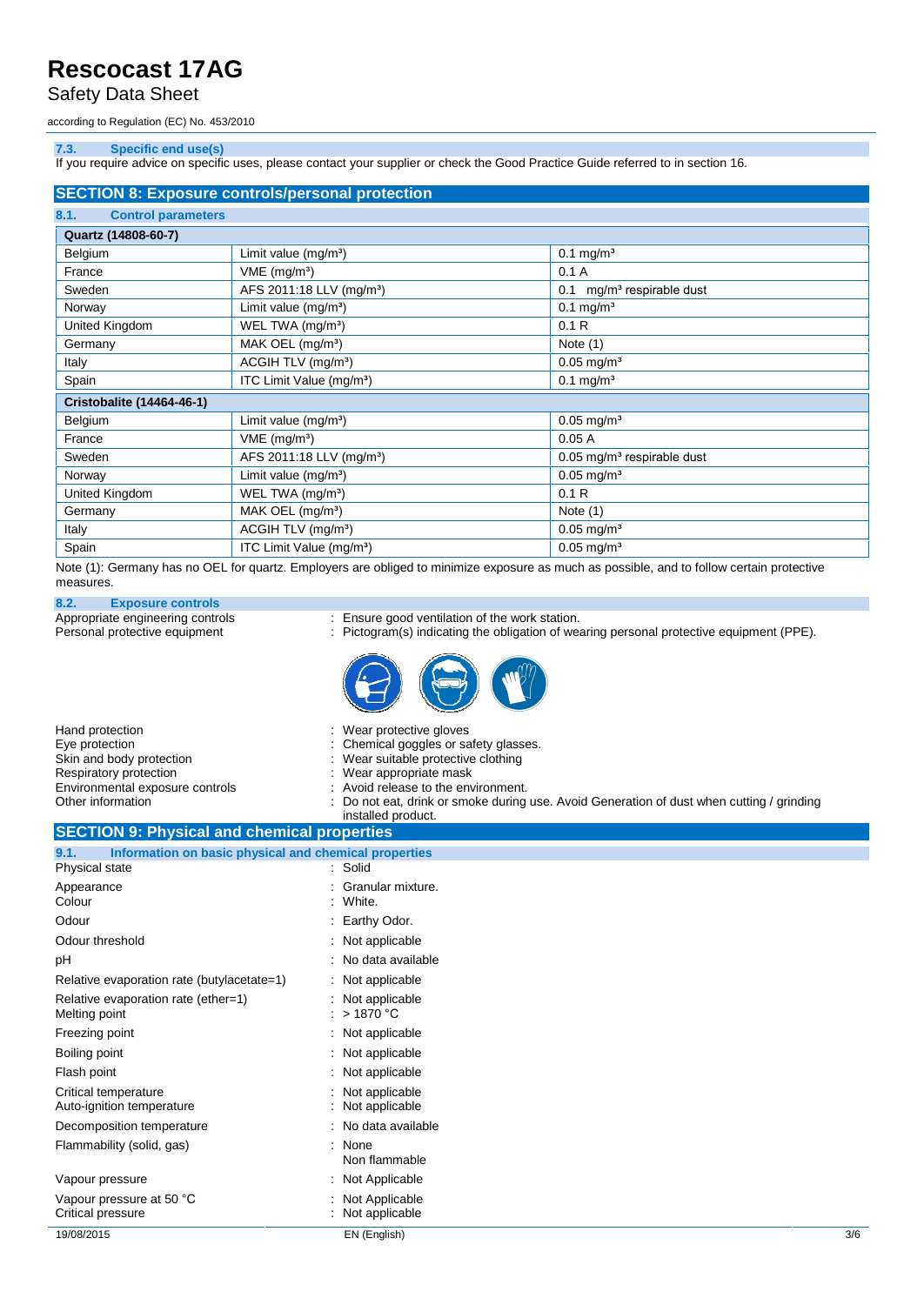#### 7.3. Specific end use(s)

If you require advice on specific uses, please contact your supplier or check the Good Practice Guide referred to in section 16.

## SECTION 8: Exposure controls/personal protection

### 8.1. Control parameters

| Quartz (14808-60-7) | | |
|---|---|---|
| Belgium | Limit value (mg/m³) | 0.1 mg/m³ |
| France | VME (mg/m³) | 0.1 A |
| Sweden | AFS 2011:18 LLV (mg/m³) | 0.1 mg/m³ respirable dust |
| Norway | Limit value (mg/m³) | 0.1 mg/m³ |
| United Kingdom | WEL TWA (mg/m³) | 0.1 R |
| Germany | MAK OEL (mg/m³) | Note (1) |
| Italy | ACGIH TLV (mg/m³) | 0.05 mg/m³ |
| Spain | ITC Limit Value (mg/m³) | 0.1 mg/m³ |
| **Cristobalite (14464-46-1)** | | |
| Belgium | Limit value (mg/m³) | 0.05 mg/m³ |
| France | VME (mg/m³) | 0.05 A |
| Sweden | AFS 2011:18 LLV (mg/m³) | 0.05 mg/m³ respirable dust |
| Norway | Limit value (mg/m³) | 0.05 mg/m³ |
| United Kingdom | WEL TWA (mg/m³) | 0.1 R |
| Germany | MAK OEL (mg/m³) | Note (1) |
| Italy | ACGIH TLV (mg/m³) | 0.05 mg/m³ |
| Spain | ITC Limit Value (mg/m³) | 0.05 mg/m³ |

Note (1): Germany has no OEL for quartz. Employers are obliged to minimize exposure as much as possible, and to follow certain protective measures.

### 8.2. Exposure controls

Appropriate engineering controls : Ensure good ventilation of the work station.

Personal protective equipment : Pictogram(s) indicating the obligation of wearing personal protective equipment (PPE).

Hand protection : Wear protective gloves

Eye protection : Chemical goggles or safety glasses.

Skin and body protection : Wear suitable protective clothing

Respiratory protection : Wear appropriate mask

Environmental exposure controls : Avoid release to the environment.

Other information : Do not eat, drink or smoke during use. Avoid Generation of dust when cutting / grinding installed product.

## SECTION 9: Physical and chemical properties

### 9.1. Information on basic physical and chemical properties

Physical state : Solid

Appearance : Granular mixture.

Colour : White.

Odour : Earthy Odor.

Odour threshold : Not applicable

pH : No data available

Relative evaporation rate (butylacetate=1) : Not applicable

Relative evaporation rate (ether=1) : Not applicable

Melting point : > 1870 °C

Freezing point : Not applicable

Boiling point : Not applicable

Flash point : Not applicable

Critical temperature : Not applicable

Auto-ignition temperature : Not applicable

Decomposition temperature : No data available

Flammability (solid, gas) : None
Non flammable

Vapour pressure : Not Applicable

Vapour pressure at 50 °C : Not Applicable

Critical pressure : Not applicable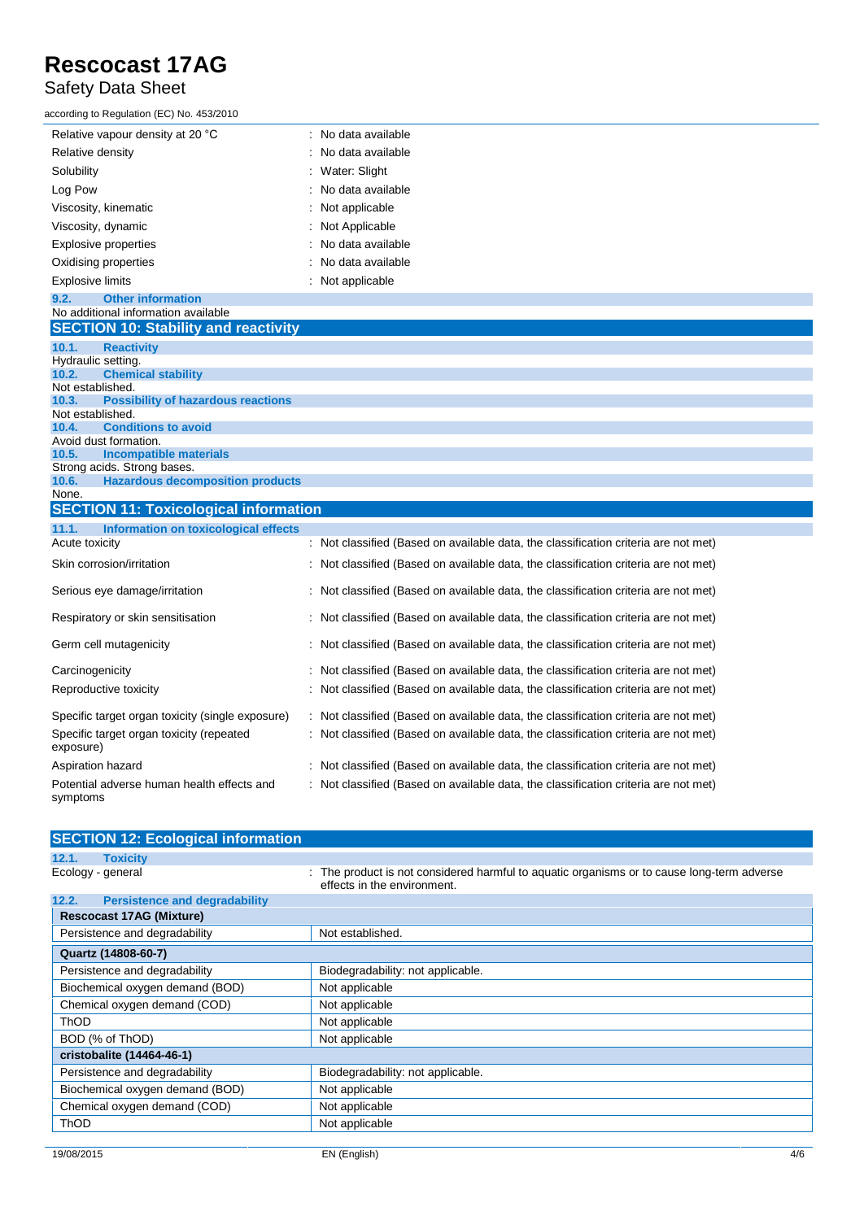| | |
|---|---|
| Relative vapour density at 20 °C | : No data available |
| Relative density | : No data available |
| Solubility | : Water: Slight |
| Log Pow | : No data available |
| Viscosity, kinematic | : Not applicable |
| Viscosity, dynamic | : Not Applicable |
| Explosive properties | : No data available |
| Oxidising properties | : No data available |
| Explosive limits | : Not applicable |

### 9.2. Other information

No additional information available

## SECTION 10: Stability and reactivity

### 10.1. Reactivity

Hydraulic setting.

### 10.2. Chemical stability

Not established.

### 10.3. Possibility of hazardous reactions

Not established.

### 10.4. Conditions to avoid

Avoid dust formation.

### 10.5. Incompatible materials

Strong acids. Strong bases.

### 10.6. Hazardous decomposition products

None.

## SECTION 11: Toxicological information

### 11.1. Information on toxicological effects

| | |
|---|---|
| Acute toxicity | : Not classified (Based on available data, the classification criteria are not met) |
| Skin corrosion/irritation | : Not classified (Based on available data, the classification criteria are not met) |
| Serious eye damage/irritation | : Not classified (Based on available data, the classification criteria are not met) |
| Respiratory or skin sensitisation | : Not classified (Based on available data, the classification criteria are not met) |
| Germ cell mutagenicity | : Not classified (Based on available data, the classification criteria are not met) |
| Carcinogenicity | : Not classified (Based on available data, the classification criteria are not met) |
| Reproductive toxicity | : Not classified (Based on available data, the classification criteria are not met) |
| Specific target organ toxicity (single exposure) | : Not classified (Based on available data, the classification criteria are not met) |
| Specific target organ toxicity (repeated exposure) | : Not classified (Based on available data, the classification criteria are not met) |
| Aspiration hazard | : Not classified (Based on available data, the classification criteria are not met) |
| Potential adverse human health effects and symptoms | : Not classified (Based on available data, the classification criteria are not met) |

## SECTION 12: Ecological information

### 12.1. Toxicity

| | |
|---|---|
| Ecology - general | : The product is not considered harmful to aquatic organisms or to cause long-term adverse effects in the environment. |

### 12.2. Persistence and degradability

| **Rescocast 17AG (Mixture)** | |
|---|---|
| Persistence and degradability | Not established. |
| **Quartz (14808-60-7)** | |
| Persistence and degradability | Biodegradability: not applicable. |
| Biochemical oxygen demand (BOD) | Not applicable |
| Chemical oxygen demand (COD) | Not applicable |
| ThOD | Not applicable |
| BOD (% of ThOD) | Not applicable |
| **cristobalite (14464-46-1)** | |
| Persistence and degradability | Biodegradability: not applicable. |
| Biochemical oxygen demand (BOD) | Not applicable |
| Chemical oxygen demand (COD) | Not applicable |
| ThOD | Not applicable |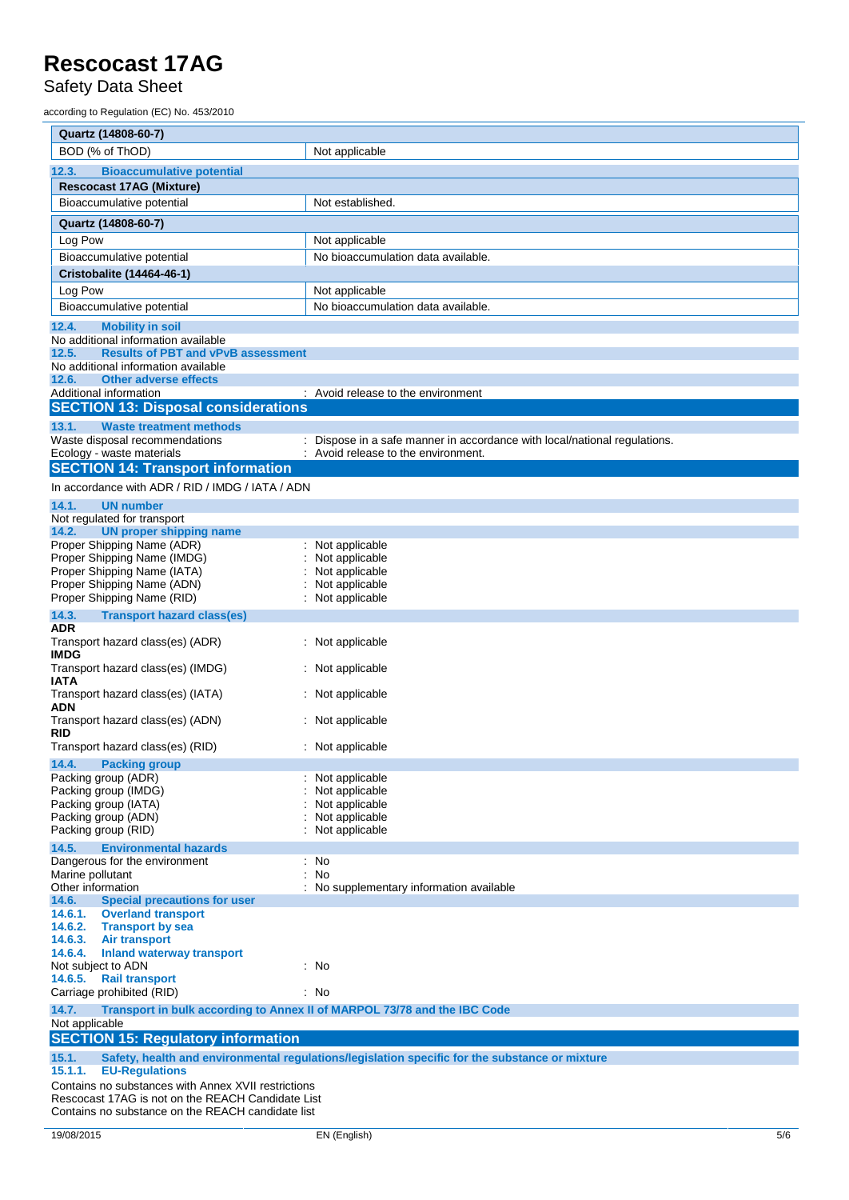| Quartz (14808-60-7) | |
|---|---|
| BOD (% of ThOD) | Not applicable |

### 12.3. Bioaccumulative potential

| Rescocast 17AG (Mixture) | |
|---|---|
| Bioaccumulative potential | Not established. |

| Quartz (14808-60-7) | |
|---|---|
| Log Pow | Not applicable |
| Bioaccumulative potential | No bioaccumulation data available. |
| **Cristobalite (14464-46-1)** | |
| Log Pow | Not applicable |
| Bioaccumulative potential | No bioaccumulation data available. |

### 12.4. Mobility in soil

No additional information available

### 12.5. Results of PBT and vPvB assessment

No additional information available

### 12.6. Other adverse effects

Additional information : Avoid release to the environment

## SECTION 13: Disposal considerations

### 13.1. Waste treatment methods

Waste disposal recommendations : Dispose in a safe manner in accordance with local/national regulations.
Ecology - waste materials : Avoid release to the environment.

## SECTION 14: Transport information

In accordance with ADR / RID / IMDG / IATA / ADN

### 14.1. UN number

Not regulated for transport

### 14.2. UN proper shipping name

Proper Shipping Name (ADR) : Not applicable
Proper Shipping Name (IMDG) : Not applicable
Proper Shipping Name (IATA) : Not applicable
Proper Shipping Name (ADN) : Not applicable
Proper Shipping Name (RID) : Not applicable

### 14.3. Transport hazard class(es)

**ADR**
Transport hazard class(es) (ADR) : Not applicable
**IMDG**
Transport hazard class(es) (IMDG) : Not applicable
**IATA**
Transport hazard class(es) (IATA) : Not applicable
**ADN**
Transport hazard class(es) (ADN) : Not applicable
**RID**
Transport hazard class(es) (RID) : Not applicable

### 14.4. Packing group

Packing group (ADR) : Not applicable
Packing group (IMDG) : Not applicable
Packing group (IATA) : Not applicable
Packing group (ADN) : Not applicable
Packing group (RID) : Not applicable

### 14.5. Environmental hazards

Dangerous for the environment : No
Marine pollutant : No
Other information : No supplementary information available

### 14.6. Special precautions for user

#### 14.6.1. Overland transport

#### 14.6.2. Transport by sea

#### 14.6.3. Air transport

#### 14.6.4. Inland waterway transport

Not subject to ADN : No

#### 14.6.5. Rail transport

Carriage prohibited (RID) : No

### 14.7. Transport in bulk according to Annex II of MARPOL 73/78 and the IBC Code

Not applicable

## SECTION 15: Regulatory information

### 15.1. Safety, health and environmental regulations/legislation specific for the substance or mixture

#### 15.1.1. EU-Regulations

Contains no substances with Annex XVII restrictions
Rescocast 17AG is not on the REACH Candidate List
Contains no substance on the REACH candidate list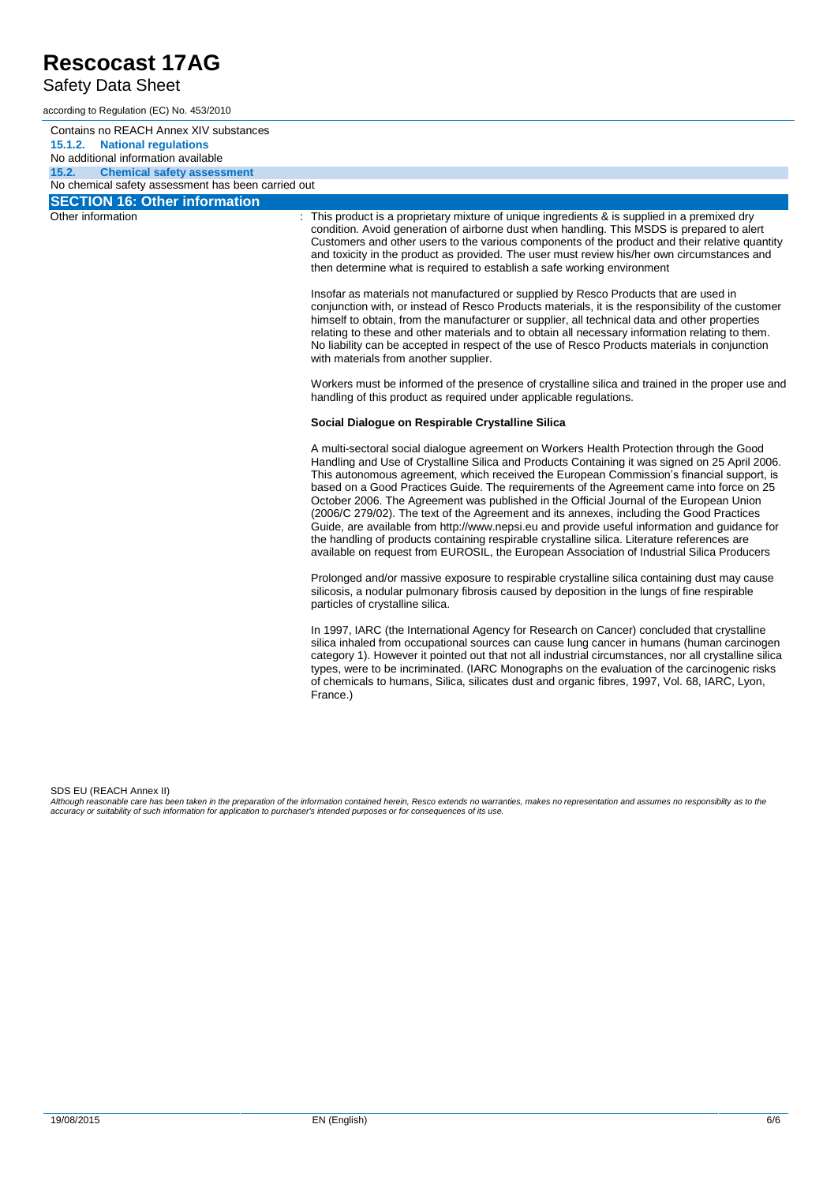Contains no REACH Annex XIV substances

#### 15.1.2. National regulations

No additional information available

### 15.2. Chemical safety assessment

No chemical safety assessment has been carried out

## SECTION 16: Other information

Other information : This product is a proprietary mixture of unique ingredients & is supplied in a premixed dry condition. Avoid generation of airborne dust when handling. This MSDS is prepared to alert Customers and other users to the various components of the product and their relative quantity and toxicity in the product as provided. The user must review his/her own circumstances and then determine what is required to establish a safe working environment

Insofar as materials not manufactured or supplied by Resco Products that are used in conjunction with, or instead of Resco Products materials, it is the responsibility of the customer himself to obtain, from the manufacturer or supplier, all technical data and other properties relating to these and other materials and to obtain all necessary information relating to them. No liability can be accepted in respect of the use of Resco Products materials in conjunction with materials from another supplier.

Workers must be informed of the presence of crystalline silica and trained in the proper use and handling of this product as required under applicable regulations.

**Social Dialogue on Respirable Crystalline Silica**

A multi-sectoral social dialogue agreement on Workers Health Protection through the Good Handling and Use of Crystalline Silica and Products Containing it was signed on 25 April 2006. This autonomous agreement, which received the European Commission's financial support, is based on a Good Practices Guide. The requirements of the Agreement came into force on 25 October 2006. The Agreement was published in the Official Journal of the European Union (2006/C 279/02). The text of the Agreement and its annexes, including the Good Practices Guide, are available from http://www.nepsi.eu and provide useful information and guidance for the handling of products containing respirable crystalline silica. Literature references are available on request from EUROSIL, the European Association of Industrial Silica Producers

Prolonged and/or massive exposure to respirable crystalline silica containing dust may cause silicosis, a nodular pulmonary fibrosis caused by deposition in the lungs of fine respirable particles of crystalline silica.

In 1997, IARC (the International Agency for Research on Cancer) concluded that crystalline silica inhaled from occupational sources can cause lung cancer in humans (human carcinogen category 1). However it pointed out that not all industrial circumstances, nor all crystalline silica types, were to be incriminated. (IARC Monographs on the evaluation of the carcinogenic risks of chemicals to humans, Silica, silicates dust and organic fibres, 1997, Vol. 68, IARC, Lyon, France.)

SDS EU (REACH Annex II)

*Although reasonable care has been taken in the preparation of the information contained herein, Resco extends no warranties, makes no representation and assumes no responsibilty as to the accuracy or suitability of such information for application to purchaser's intended purposes or for consequences of its use.*